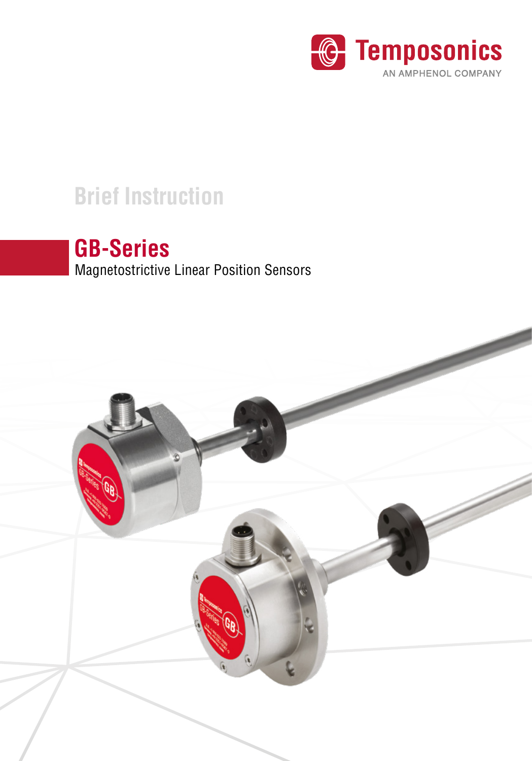Temposonics
AN AMPHENOL COMPANY

# Brief Instruction

## GB-Series

Magnetostrictive Linear Position Sensors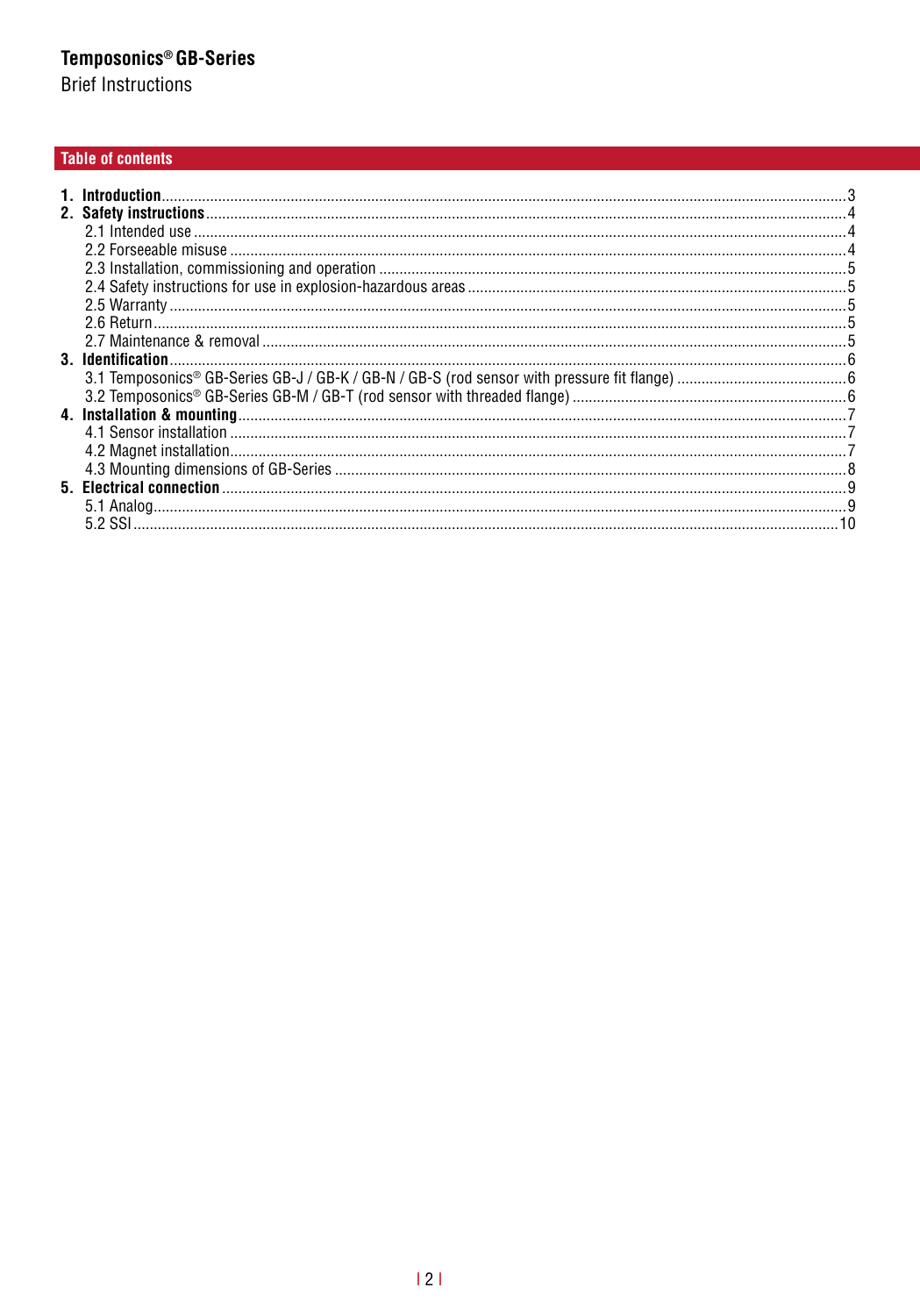Temposonics® GB-Series
Brief Instructions

## Table of contents

**1. Introduction** ... 3

**2. Safety instructions** ... 4

- 2.1 Intended use ... 4
- 2.2 Forseeable misuse ... 4
- 2.3 Installation, commissioning and operation ... 5
- 2.4 Safety instructions for use in explosion-hazardous areas ... 5
- 2.5 Warranty ... 5
- 2.6 Return ... 5
- 2.7 Maintenance & removal ... 5

**3. Identification** ... 6

- 3.1 Temposonics® GB-Series GB-J / GB-K / GB-N / GB-S (rod sensor with pressure fit flange) ... 6
- 3.2 Temposonics® GB-Series GB-M / GB-T (rod sensor with threaded flange) ... 6

**4. Installation & mounting** ... 7

- 4.1 Sensor installation ... 7
- 4.2 Magnet installation ... 7
- 4.3 Mounting dimensions of GB-Series ... 8

**5. Electrical connection** ... 9

- 5.1 Analog ... 9
- 5.2 SSI ... 10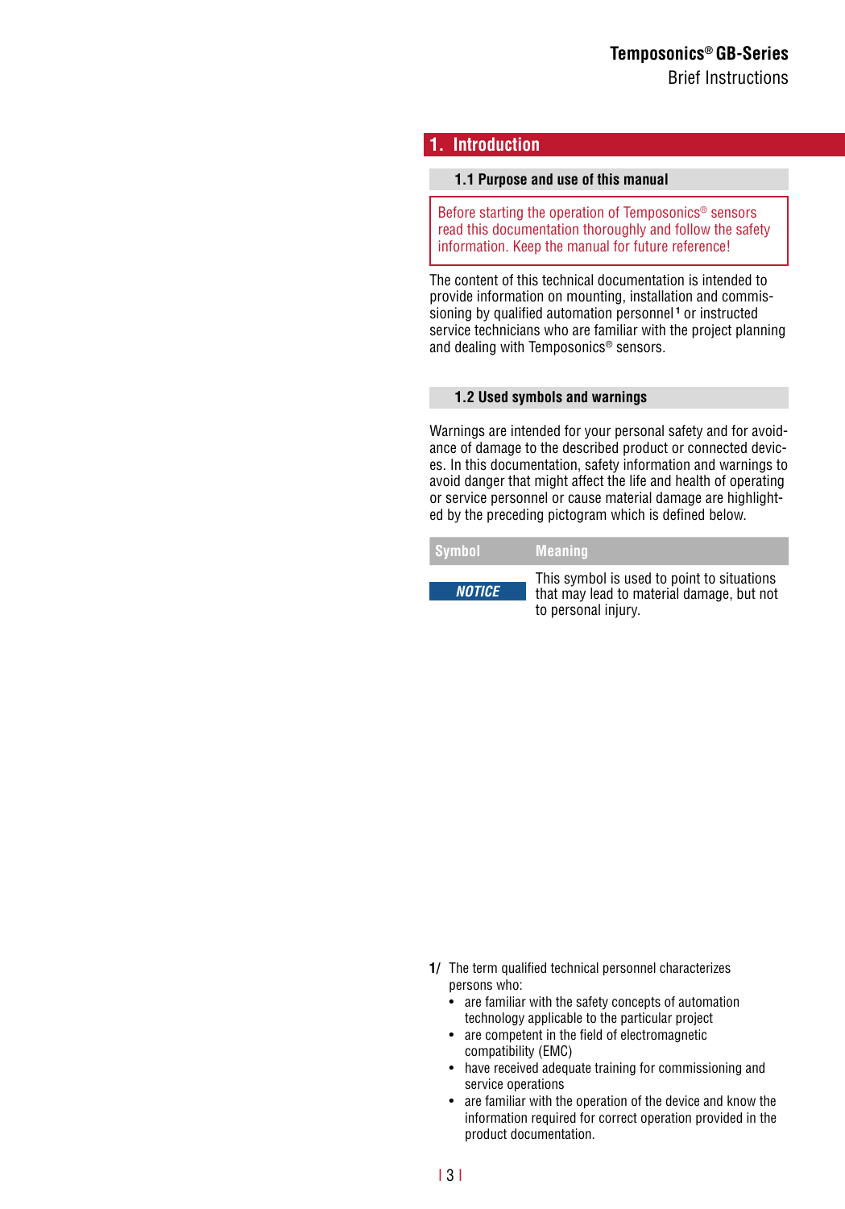# 1. Introduction

## 1.1 Purpose and use of this manual

Before starting the operation of Temposonics® sensors read this documentation thoroughly and follow the safety information. Keep the manual for future reference!

The content of this technical documentation is intended to provide information on mounting, installation and commissioning by qualified automation personnel[1] or instructed service technicians who are familiar with the project planning and dealing with Temposonics® sensors.

## 1.2 Used symbols and warnings

Warnings are intended for your personal safety and for avoidance of damage to the described product or connected devices. In this documentation, safety information and warnings to avoid danger that might affect the life and health of operating or service personnel or cause material damage are highlighted by the preceding pictogram which is defined below.

| Symbol | Meaning |
| --- | --- |
| NOTICE | This symbol is used to point to situations that may lead to material damage, but not to personal injury. |

1/ The term qualified technical personnel characterizes persons who:
- are familiar with the safety concepts of automation technology applicable to the particular project
- are competent in the field of electromagnetic compatibility (EMC)
- have received adequate training for commissioning and service operations
- are familiar with the operation of the device and know the information required for correct operation provided in the product documentation.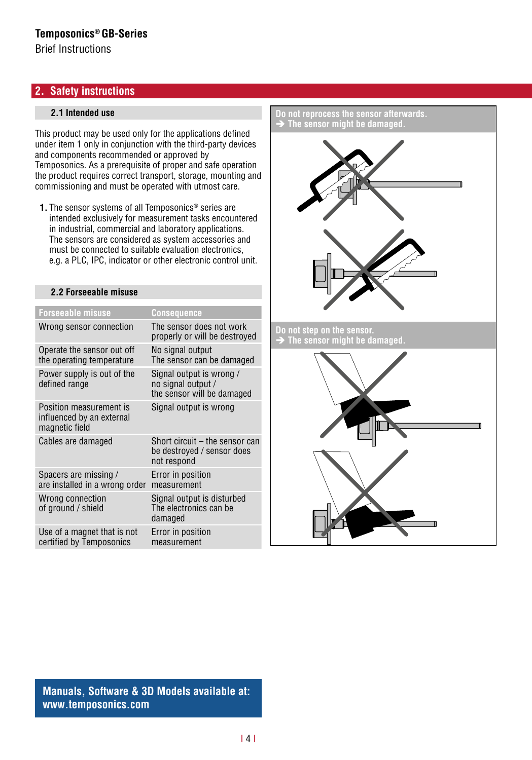## 2. Safety instructions

### 2.1 Intended use

This product may be used only for the applications defined under item 1 only in conjunction with the third-party devices and components recommended or approved by Temposonics. As a prerequisite of proper and safe operation the product requires correct transport, storage, mounting and commissioning and must be operated with utmost care.

1. The sensor systems of all Temposonics® series are intended exclusively for measurement tasks encountered in industrial, commercial and laboratory applications. The sensors are considered as system accessories and must be connected to suitable evaluation electronics, e.g. a PLC, IPC, indicator or other electronic control unit.

### 2.2 Forseeable misuse

| Forseeable misuse | Consequence |
|---|---|
| Wrong sensor connection | The sensor does not work properly or will be destroyed |
| Operate the sensor out off the operating temperature | No signal output<br>The sensor can be damaged |
| Power supply is out of the defined range | Signal output is wrong /<br>no signal output /<br>the sensor will be damaged |
| Position measurement is influenced by an external magnetic field | Signal output is wrong |
| Cables are damaged | Short circuit – the sensor can be destroyed / sensor does not respond |
| Spacers are missing /<br>are installed in a wrong order | Error in position measurement |
| Wrong connection of ground / shield | Signal output is disturbed<br>The electronics can be damaged |
| Use of a magnet that is not certified by Temposonics | Error in position measurement |

**Do not reprocess the sensor afterwards.**
**➔ The sensor might be damaged.**

**Do not step on the sensor.**
**➔ The sensor might be damaged.**

**Manuals, Software & 3D Models available at:**
**www.temposonics.com**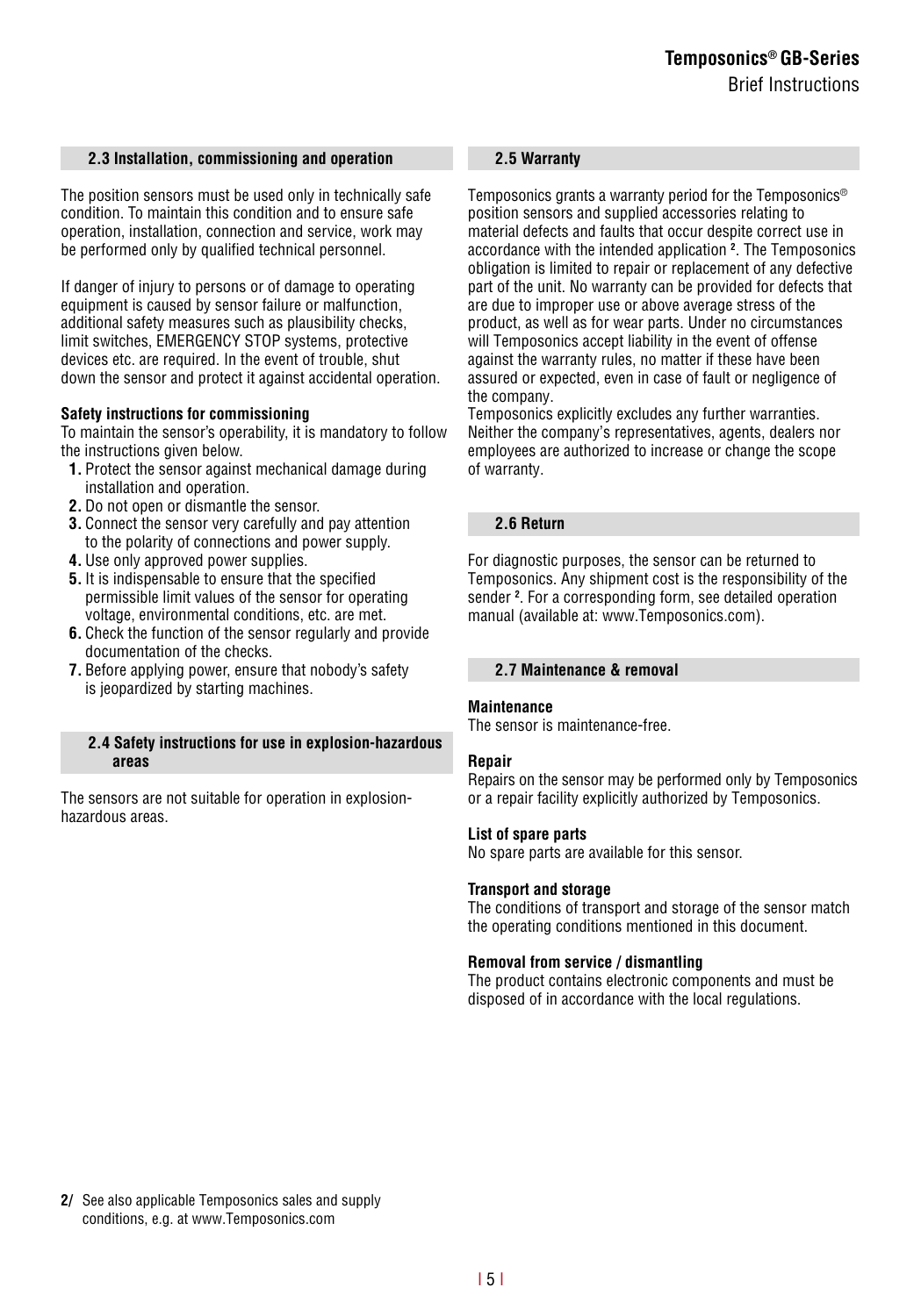## 2.3 Installation, commissioning and operation

The position sensors must be used only in technically safe condition. To maintain this condition and to ensure safe operation, installation, connection and service, work may be performed only by qualified technical personnel.

If danger of injury to persons or of damage to operating equipment is caused by sensor failure or malfunction, additional safety measures such as plausibility checks, limit switches, EMERGENCY STOP systems, protective devices etc. are required. In the event of trouble, shut down the sensor and protect it against accidental operation.

**Safety instructions for commissioning**

To maintain the sensor's operability, it is mandatory to follow the instructions given below.

1. Protect the sensor against mechanical damage during installation and operation.
2. Do not open or dismantle the sensor.
3. Connect the sensor very carefully and pay attention to the polarity of connections and power supply.
4. Use only approved power supplies.
5. It is indispensable to ensure that the specified permissible limit values of the sensor for operating voltage, environmental conditions, etc. are met.
6. Check the function of the sensor regularly and provide documentation of the checks.
7. Before applying power, ensure that nobody's safety is jeopardized by starting machines.

## 2.4 Safety instructions for use in explosion-hazardous areas

The sensors are not suitable for operation in explosion-hazardous areas.

## 2.5 Warranty

Temposonics grants a warranty period for the Temposonics® position sensors and supplied accessories relating to material defects and faults that occur despite correct use in accordance with the intended application [2]. The Temposonics obligation is limited to repair or replacement of any defective part of the unit. No warranty can be provided for defects that are due to improper use or above average stress of the product, as well as for wear parts. Under no circumstances will Temposonics accept liability in the event of offense against the warranty rules, no matter if these have been assured or expected, even in case of fault or negligence of the company.

Temposonics explicitly excludes any further warranties. Neither the company's representatives, agents, dealers nor employees are authorized to increase or change the scope of warranty.

## 2.6 Return

For diagnostic purposes, the sensor can be returned to Temposonics. Any shipment cost is the responsibility of the sender [2]. For a corresponding form, see detailed operation manual (available at: www.Temposonics.com).

## 2.7 Maintenance & removal

**Maintenance**

The sensor is maintenance-free.

**Repair**

Repairs on the sensor may be performed only by Temposonics or a repair facility explicitly authorized by Temposonics.

**List of spare parts**

No spare parts are available for this sensor.

**Transport and storage**

The conditions of transport and storage of the sensor match the operating conditions mentioned in this document.

**Removal from service / dismantling**

The product contains electronic components and must be disposed of in accordance with the local regulations.

**2/** See also applicable Temposonics sales and supply conditions, e.g. at www.Temposonics.com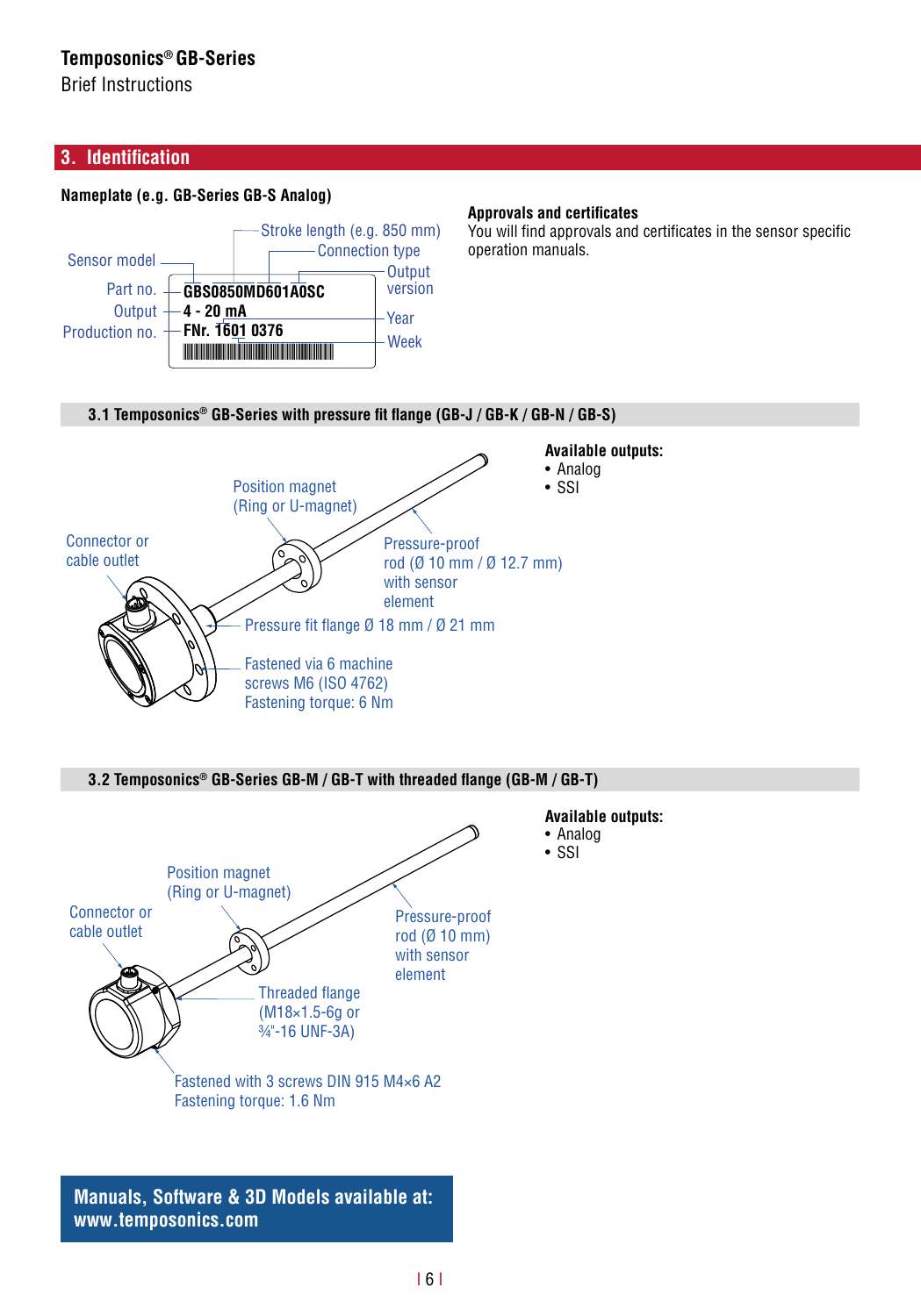## 3. Identification

**Nameplate (e.g. GB-Series GB-S Analog)**

Sensor model

Stroke length (e.g. 850 mm)

Connection type

Output version

Part no. — **GBS0850MD601A0SC**

Output — **4 - 20 mA**

Production no. — **FNr. 1601 0376**

Year

Week

**Approvals and certificates**

You will find approvals and certificates in the sensor specific operation manuals.

### 3.1 Temposonics® GB-Series with pressure fit flange (GB-J / GB-K / GB-N / GB-S)

Position magnet (Ring or U-magnet)

Connector or cable outlet

Pressure-proof rod (Ø 10 mm / Ø 12.7 mm) with sensor element

Pressure fit flange Ø 18 mm / Ø 21 mm

Fastened via 6 machine screws M6 (ISO 4762)
Fastening torque: 6 Nm

**Available outputs:**

- Analog
- SSI

### 3.2 Temposonics® GB-Series GB-M / GB-T with threaded flange (GB-M / GB-T)

Position magnet (Ring or U-magnet)

Connector or cable outlet

Pressure-proof rod (Ø 10 mm) with sensor element

Threaded flange (M18×1.5-6g or ¾"-16 UNF-3A)

Fastened with 3 screws DIN 915 M4×6 A2
Fastening torque: 1.6 Nm

**Available outputs:**

- Analog
- SSI

**Manuals, Software & 3D Models available at: www.temposonics.com**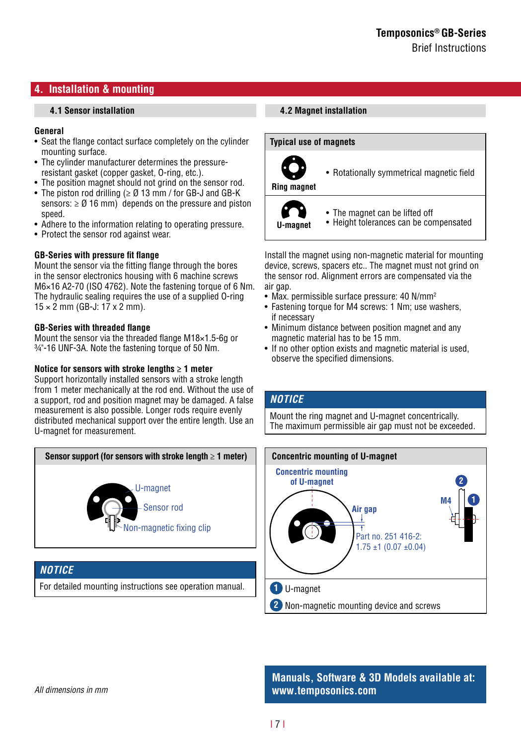## 4. Installation & mounting

### 4.1 Sensor installation

**General**

- Seat the flange contact surface completely on the cylinder mounting surface.
- The cylinder manufacturer determines the pressure-resistant gasket (copper gasket, O-ring, etc.).
- The position magnet should not grind on the sensor rod.
- The piston rod drilling (≥ Ø 13 mm / for GB-J and GB-K sensors: ≥ Ø 16 mm) depends on the pressure and piston speed.
- Adhere to the information relating to operating pressure.
- Protect the sensor rod against wear.

**GB-Series with pressure fit flange**

Mount the sensor via the fitting flange through the bores in the sensor electronics housing with 6 machine screws M6×16 A2-70 (ISO 4762). Note the fastening torque of 6 Nm. The hydraulic sealing requires the use of a supplied O-ring 15 × 2 mm (GB-J: 17 x 2 mm).

**GB-Series with threaded flange**

Mount the sensor via the threaded flange M18×1.5-6g or ¾"-16 UNF-3A. Note the fastening torque of 50 Nm.

**Notice for sensors with stroke lengths ≥ 1 meter**

Support horizontally installed sensors with a stroke length from 1 meter mechanically at the rod end. Without the use of a support, rod and position magnet may be damaged. A false measurement is also possible. Longer rods require evenly distributed mechanical support over the entire length. Use an U-magnet for measurement.

**Sensor support (for sensors with stroke length ≥ 1 meter)**

U-magnet
Sensor rod
Non-magnetic fixing clip

**NOTICE**

For detailed mounting instructions see operation manual.

### 4.2 Magnet installation

**Typical use of magnets**

| Magnet | Properties |
| --- | --- |
| Ring magnet | • Rotationally symmetrical magnetic field |
| U-magnet | • The magnet can be lifted off<br>• Height tolerances can be compensated |

Install the magnet using non-magnetic material for mounting device, screws, spacers etc.. The magnet must not grind on the sensor rod. Alignment errors are compensated via the air gap.

- Max. permissible surface pressure: 40 N/mm$^2$
- Fastening torque for M4 screws: 1 Nm; use washers, if necessary
- Minimum distance between position magnet and any magnetic material has to be 15 mm.
- If no other option exists and magnetic material is used, observe the specified dimensions.

**NOTICE**

Mount the ring magnet and U-magnet concentrically.
The maximum permissible air gap must not be exceeded.

**Concentric mounting of U-magnet**

Concentric mounting of U-magnet
Air gap
Part no. 251 416-2: 1.75 ±1 (0.07 ±0.04)
M4

1 U-magnet
2 Non-magnetic mounting device and screws

*All dimensions in mm*

**Manuals, Software & 3D Models available at: www.temposonics.com**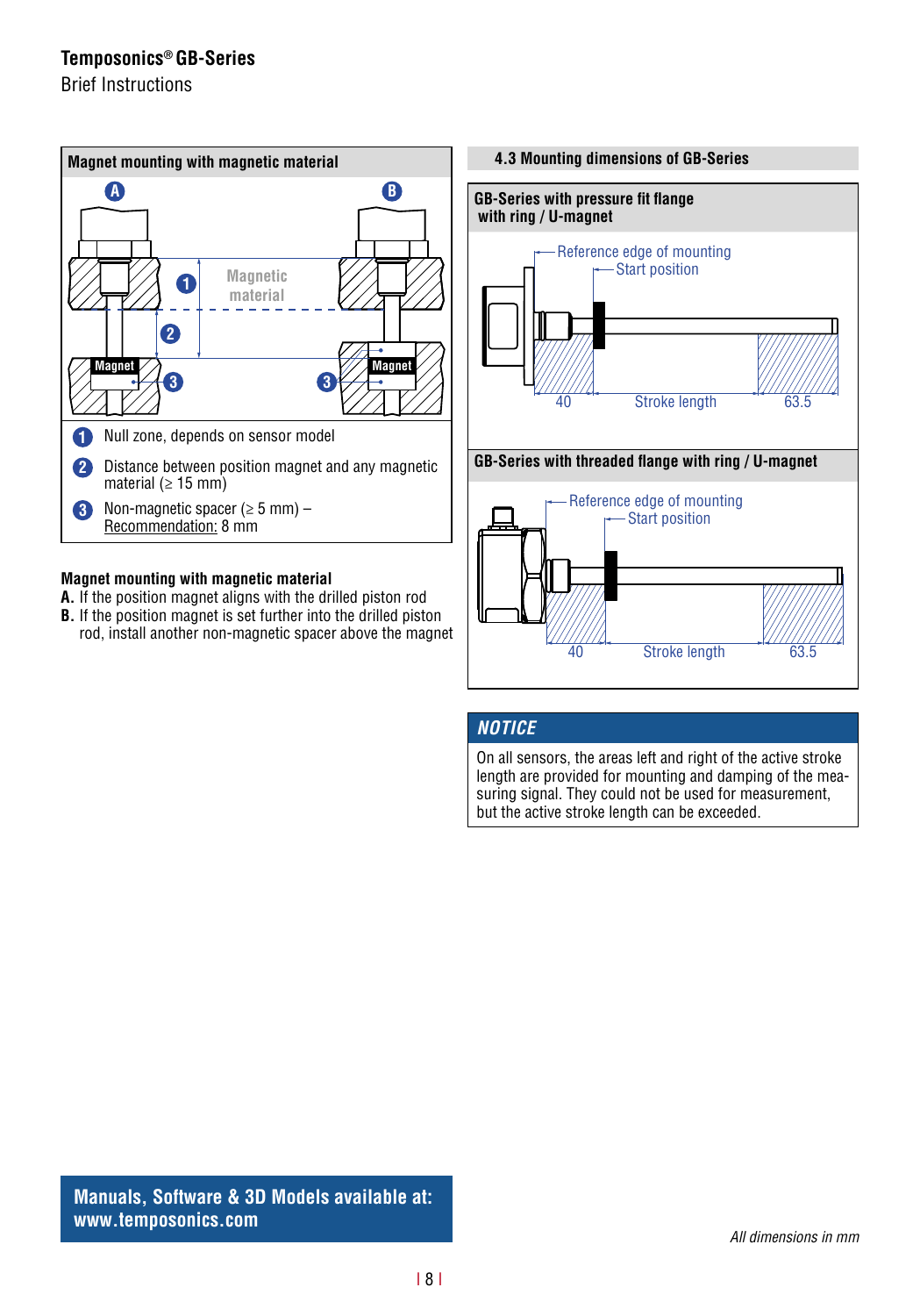## Magnet mounting with magnetic material

A

B

Magnetic material

Magnet

Magnet

1. Null zone, depends on sensor model
2. Distance between position magnet and any magnetic material (≥ 15 mm)
3. Non-magnetic spacer (≥ 5 mm) – Recommendation: 8 mm

**Magnet mounting with magnetic material**

**A.** If the position magnet aligns with the drilled piston rod

**B.** If the position magnet is set further into the drilled piston rod, install another non-magnetic spacer above the magnet

## 4.3 Mounting dimensions of GB-Series

### GB-Series with pressure fit flange with ring / U-magnet

Reference edge of mounting

Start position

40 | Stroke length | 63.5

### GB-Series with threaded flange with ring / U-magnet

Reference edge of mounting

Start position

40 | Stroke length | 63.5

**NOTICE**

On all sensors, the areas left and right of the active stroke length are provided for mounting and damping of the measuring signal. They could not be used for measurement, but the active stroke length can be exceeded.

**Manuals, Software & 3D Models available at: www.temposonics.com**

*All dimensions in mm*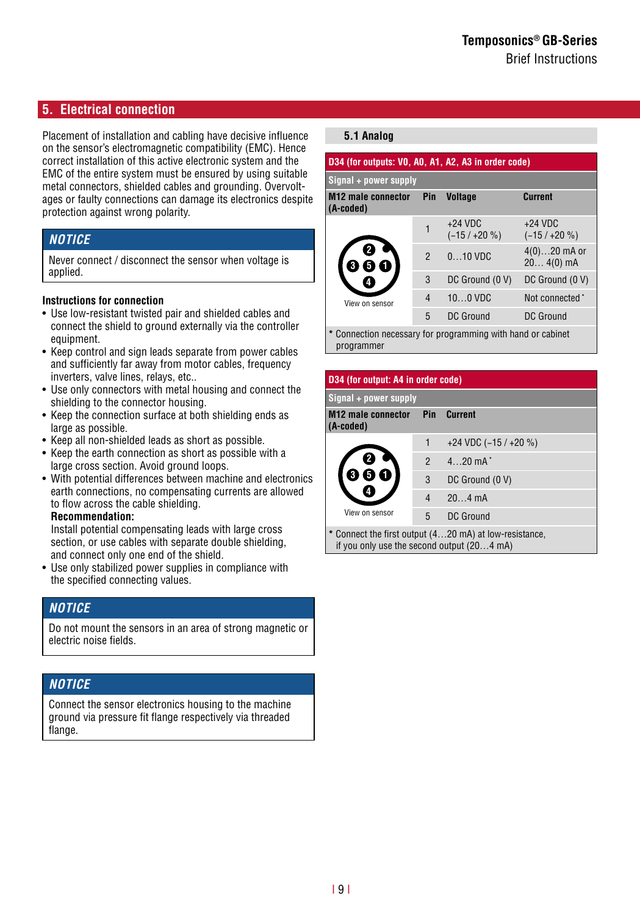## 5. Electrical connection

Placement of installation and cabling have decisive influence on the sensor's electromagnetic compatibility (EMC). Hence correct installation of this active electronic system and the EMC of the entire system must be ensured by using suitable metal connectors, shielded cables and grounding. Overvoltages or faulty connections can damage its electronics despite protection against wrong polarity.

> **NOTICE**
>
> Never connect / disconnect the sensor when voltage is applied.

### Instructions for connection

- Use low-resistant twisted pair and shielded cables and connect the shield to ground externally via the controller equipment.
- Keep control and sign leads separate from power cables and sufficiently far away from motor cables, frequency inverters, valve lines, relays, etc..
- Use only connectors with metal housing and connect the shielding to the connector housing.
- Keep the connection surface at both shielding ends as large as possible.
- Keep all non-shielded leads as short as possible.
- Keep the earth connection as short as possible with a large cross section. Avoid ground loops.
- With potential differences between machine and electronics earth connections, no compensating currents are allowed to flow across the cable shielding.
  **Recommendation:**
  Install potential compensating leads with large cross section, or use cables with separate double shielding, and connect only one end of the shield.
- Use only stabilized power supplies in compliance with the specified connecting values.

> **NOTICE**
>
> Do not mount the sensors in an area of strong magnetic or electric noise fields.

> **NOTICE**
>
> Connect the sensor electronics housing to the machine ground via pressure fit flange respectively via threaded flange.

### 5.1 Analog

**D34 (for outputs: V0, A0, A1, A2, A3 in order code)**

Signal + power supply

| M12 male connector (A-coded) | Pin | Voltage | Current |
|---|---|---|---|
| View on sensor | 1 | +24 VDC (−15 / +20 %) | +24 VDC (−15 / +20 %) |
| | 2 | 0…10 VDC | 4(0)…20 mA or 20… 4(0) mA |
| | 3 | DC Ground (0 V) | DC Ground (0 V) |
| | 4 | 10…0 VDC | Not connected * |
| | 5 | DC Ground | DC Ground |

\* Connection necessary for programming with hand or cabinet programmer

**D34 (for output: A4 in order code)**

Signal + power supply

| M12 male connector (A-coded) | Pin | Current |
|---|---|---|
| View on sensor | 1 | +24 VDC (−15 / +20 %) |
| | 2 | 4…20 mA * |
| | 3 | DC Ground (0 V) |
| | 4 | 20…4 mA |
| | 5 | DC Ground |

\* Connect the first output (4…20 mA) at low-resistance, if you only use the second output (20…4 mA)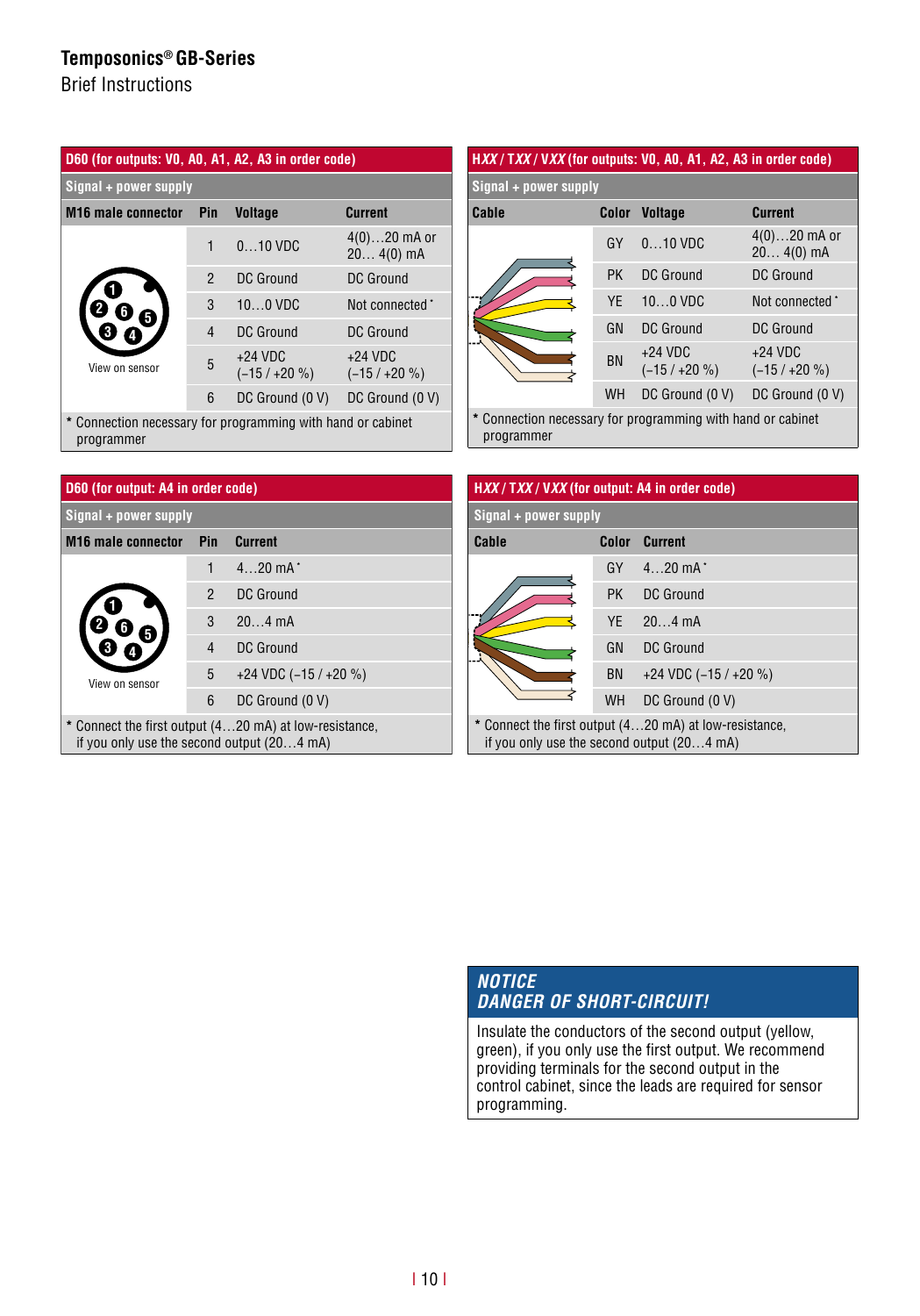**Temposonics® GB-Series**
Brief Instructions

### D60 (for outputs: V0, A0, A1, A2, A3 in order code)

Signal + power supply

| M16 male connector | Pin | Voltage | Current |
|---|---|---|---|
| View on sensor | 1 | 0…10 VDC | 4(0)…20 mA or 20… 4(0) mA |
| | 2 | DC Ground | DC Ground |
| | 3 | 10…0 VDC | Not connected * |
| | 4 | DC Ground | DC Ground |
| | 5 | +24 VDC (−15 / +20 %) | +24 VDC (−15 / +20 %) |
| | 6 | DC Ground (0 V) | DC Ground (0 V) |

* Connection necessary for programming with hand or cabinet programmer

### HXX / TXX / VXX (for outputs: V0, A0, A1, A2, A3 in order code)

Signal + power supply

| Cable | Color | Voltage | Current |
|---|---|---|---|
| | GY | 0…10 VDC | 4(0)…20 mA or 20… 4(0) mA |
| | PK | DC Ground | DC Ground |
| | YE | 10…0 VDC | Not connected * |
| | GN | DC Ground | DC Ground |
| | BN | +24 VDC (−15 / +20 %) | +24 VDC (−15 / +20 %) |
| | WH | DC Ground (0 V) | DC Ground (0 V) |

* Connection necessary for programming with hand or cabinet programmer

### D60 (for output: A4 in order code)

Signal + power supply

| M16 male connector | Pin | Current |
|---|---|---|
| View on sensor | 1 | 4…20 mA * |
| | 2 | DC Ground |
| | 3 | 20…4 mA |
| | 4 | DC Ground |
| | 5 | +24 VDC (−15 / +20 %) |
| | 6 | DC Ground (0 V) |

* Connect the first output (4…20 mA) at low-resistance, if you only use the second output (20…4 mA)

### HXX / TXX / VXX (for output: A4 in order code)

Signal + power supply

| Cable | Color | Current |
|---|---|---|
| | GY | 4…20 mA * |
| | PK | DC Ground |
| | YE | 20…4 mA |
| | GN | DC Ground |
| | BN | +24 VDC (−15 / +20 %) |
| | WH | DC Ground (0 V) |

* Connect the first output (4…20 mA) at low-resistance, if you only use the second output (20…4 mA)

**NOTICE**
**DANGER OF SHORT-CIRCUIT!**

Insulate the conductors of the second output (yellow, green), if you only use the first output. We recommend providing terminals for the second output in the control cabinet, since the leads are required for sensor programming.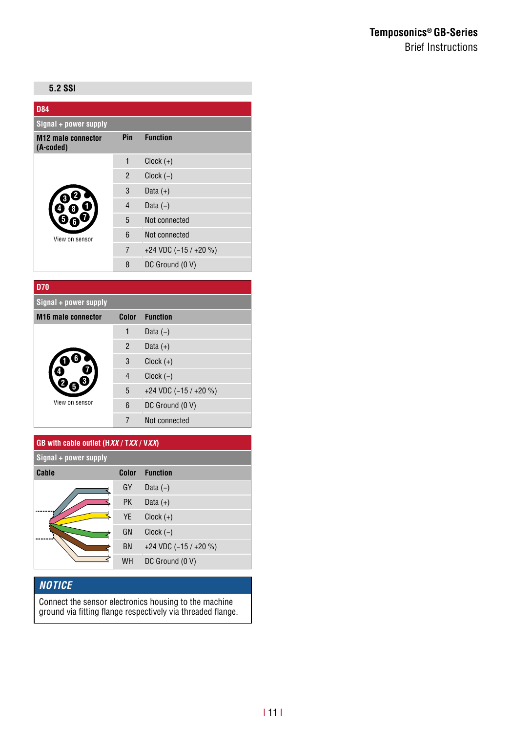## 5.2 SSI

| D84 | | |
|---|---|---|
| **Signal + power supply** | | |
| **M12 male connector (A-coded)** | **Pin** | **Function** |
| View on sensor | 1 | Clock (+) |
| | 2 | Clock (–) |
| | 3 | Data (+) |
| | 4 | Data (–) |
| | 5 | Not connected |
| | 6 | Not connected |
| | 7 | +24 VDC (–15 / +20 %) |
| | 8 | DC Ground (0 V) |

| D70 | | |
|---|---|---|
| **Signal + power supply** | | |
| **M16 male connector** | **Color** | **Function** |
| View on sensor | 1 | Data (–) |
| | 2 | Data (+) |
| | 3 | Clock (+) |
| | 4 | Clock (–) |
| | 5 | +24 VDC (–15 / +20 %) |
| | 6 | DC Ground (0 V) |
| | 7 | Not connected |

| GB with cable outlet (H*XX* / T*XX* / V*XX*) | | |
|---|---|---|
| **Signal + power supply** | | |
| **Cable** | **Color** | **Function** |
| | GY | Data (–) |
| | PK | Data (+) |
| | YE | Clock (+) |
| | GN | Clock (–) |
| | BN | +24 VDC (–15 / +20 %) |
| | WH | DC Ground (0 V) |

**NOTICE**

Connect the sensor electronics housing to the machine ground via fitting flange respectively via threaded flange.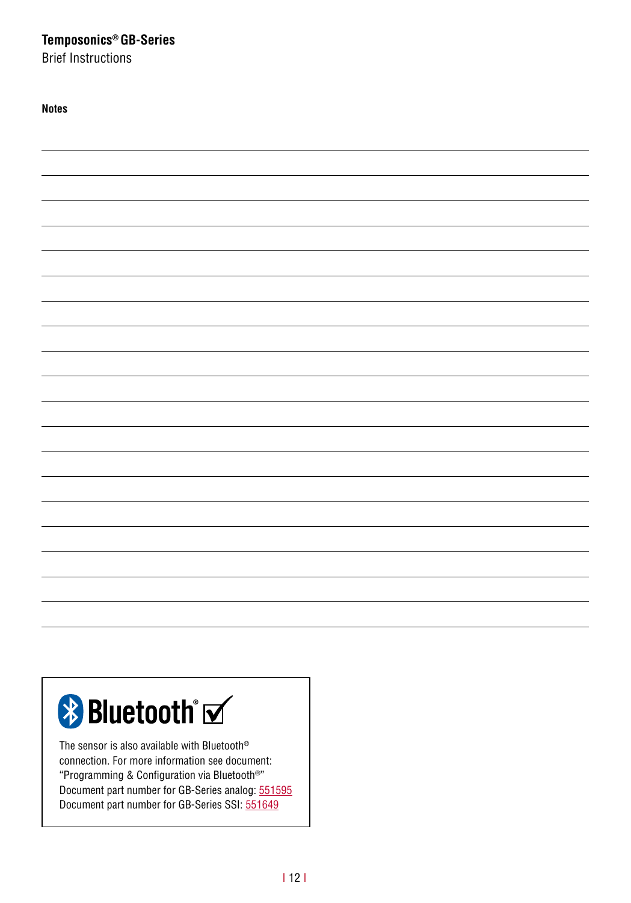**Notes**

Bluetooth®

The sensor is also available with Bluetooth® connection. For more information see document: "Programming & Configuration via Bluetooth®"
Document part number for GB-Series analog: 551595
Document part number for GB-Series SSI: 551649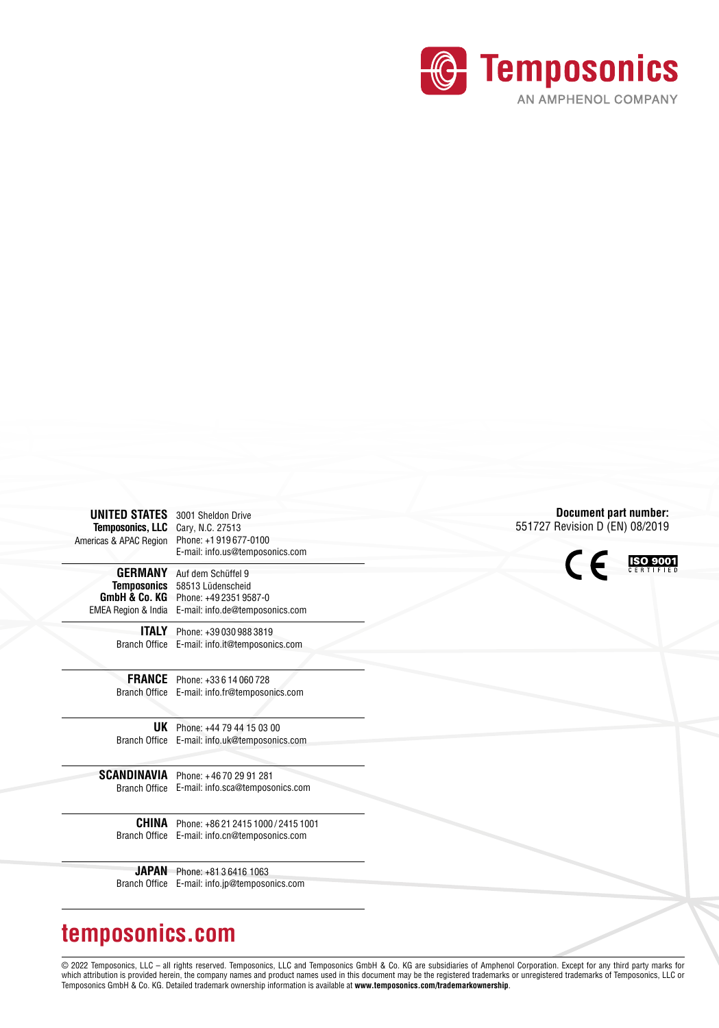Temposonics

AN AMPHENOL COMPANY

**UNITED STATES**
**Temposonics, LLC**
Americas & APAC Region
3001 Sheldon Drive
Cary, N.C. 27513
Phone: +1 919 677-0100
E-mail: info.us@temposonics.com

**GERMANY**
**Temposonics GmbH & Co. KG**
EMEA Region & India
Auf dem Schüffel 9
58513 Lüdenscheid
Phone: +49 2351 9587-0
E-mail: info.de@temposonics.com

**ITALY**
Branch Office
Phone: +39 030 988 3819
E-mail: info.it@temposonics.com

**FRANCE**
Branch Office
Phone: +33 6 14 060 728
E-mail: info.fr@temposonics.com

**UK**
Branch Office
Phone: +44 79 44 15 03 00
E-mail: info.uk@temposonics.com

**SCANDINAVIA**
Branch Office
Phone: +46 70 29 91 281
E-mail: info.sca@temposonics.com

**CHINA**
Branch Office
Phone: +86 21 2415 1000 / 2415 1001
E-mail: info.cn@temposonics.com

**JAPAN**
Branch Office
Phone: +81 3 6416 1063
E-mail: info.jp@temposonics.com

**Document part number:**
551727 Revision D (EN) 08/2019

CE ISO 9001 CERTIFIED

## temposonics.com

© 2022 Temposonics, LLC – all rights reserved. Temposonics, LLC and Temposonics GmbH & Co. KG are subsidiaries of Amphenol Corporation. Except for any third party marks for which attribution is provided herein, the company names and product names used in this document may be the registered trademarks or unregistered trademarks of Temposonics, LLC or Temposonics GmbH & Co. KG. Detailed trademark ownership information is available at **www.temposonics.com/trademarkownership**.